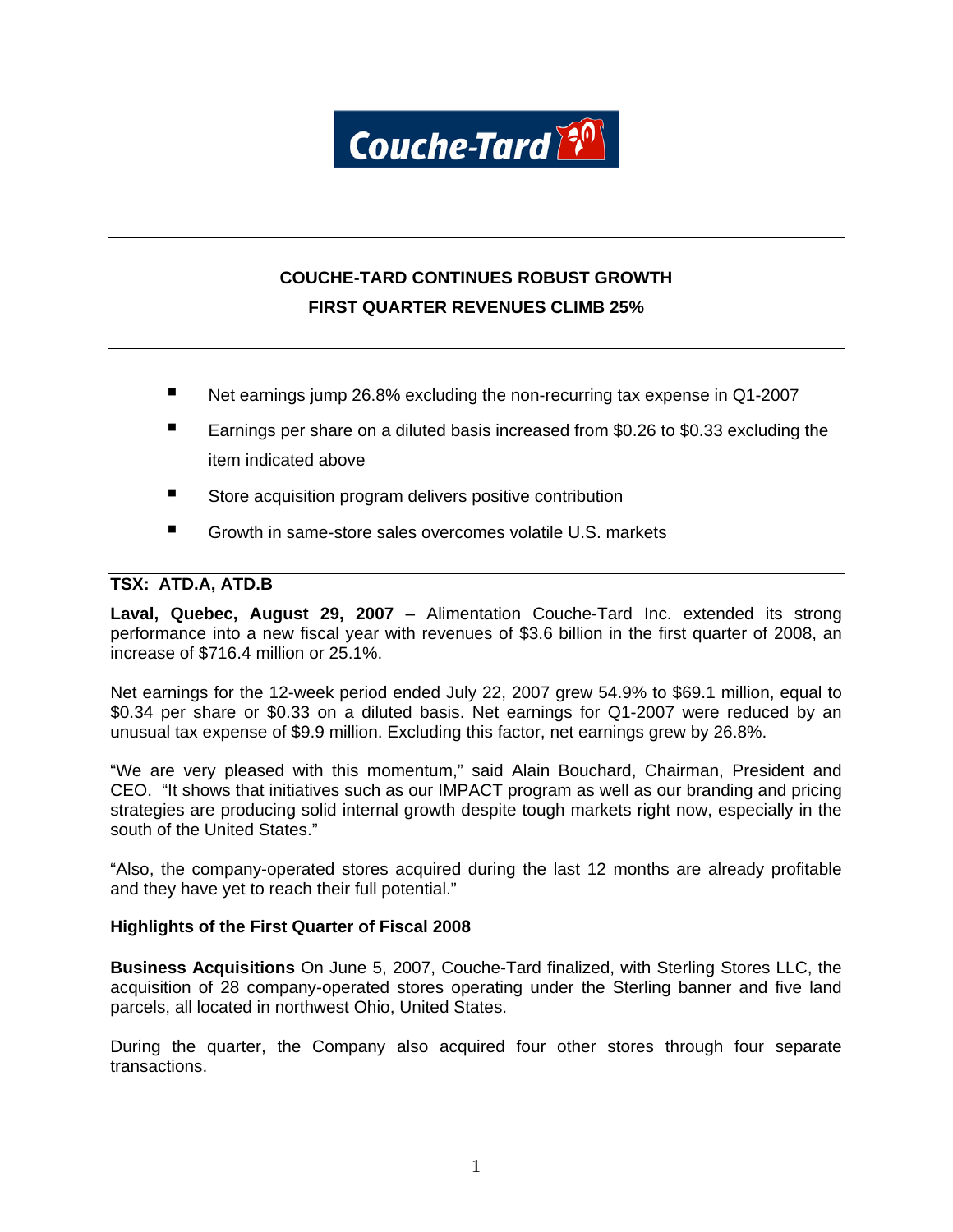# COUCHE-TARD CONTINUES ROBUST GROWTH
# FIRST QUARTER REVENUES CLIMB 25%

- Net earnings jump 26.8% excluding the non-recurring tax expense in Q1-2007
- Earnings per share on a diluted basis increased from $0.26 to $0.33 excluding the item indicated above
- Store acquisition program delivers positive contribution
- Growth in same-store sales overcomes volatile U.S. markets

**TSX: ATD.A, ATD.B**

**Laval, Quebec, August 29, 2007** – Alimentation Couche-Tard Inc. extended its strong performance into a new fiscal year with revenues of $3.6 billion in the first quarter of 2008, an increase of $716.4 million or 25.1%.

Net earnings for the 12-week period ended July 22, 2007 grew 54.9% to $69.1 million, equal to $0.34 per share or $0.33 on a diluted basis. Net earnings for Q1-2007 were reduced by an unusual tax expense of $9.9 million. Excluding this factor, net earnings grew by 26.8%.

"We are very pleased with this momentum," said Alain Bouchard, Chairman, President and CEO. "It shows that initiatives such as our IMPACT program as well as our branding and pricing strategies are producing solid internal growth despite tough markets right now, especially in the south of the United States."

"Also, the company-operated stores acquired during the last 12 months are already profitable and they have yet to reach their full potential."

## Highlights of the First Quarter of Fiscal 2008

**Business Acquisitions** On June 5, 2007, Couche-Tard finalized, with Sterling Stores LLC, the acquisition of 28 company-operated stores operating under the Sterling banner and five land parcels, all located in northwest Ohio, United States.

During the quarter, the Company also acquired four other stores through four separate transactions.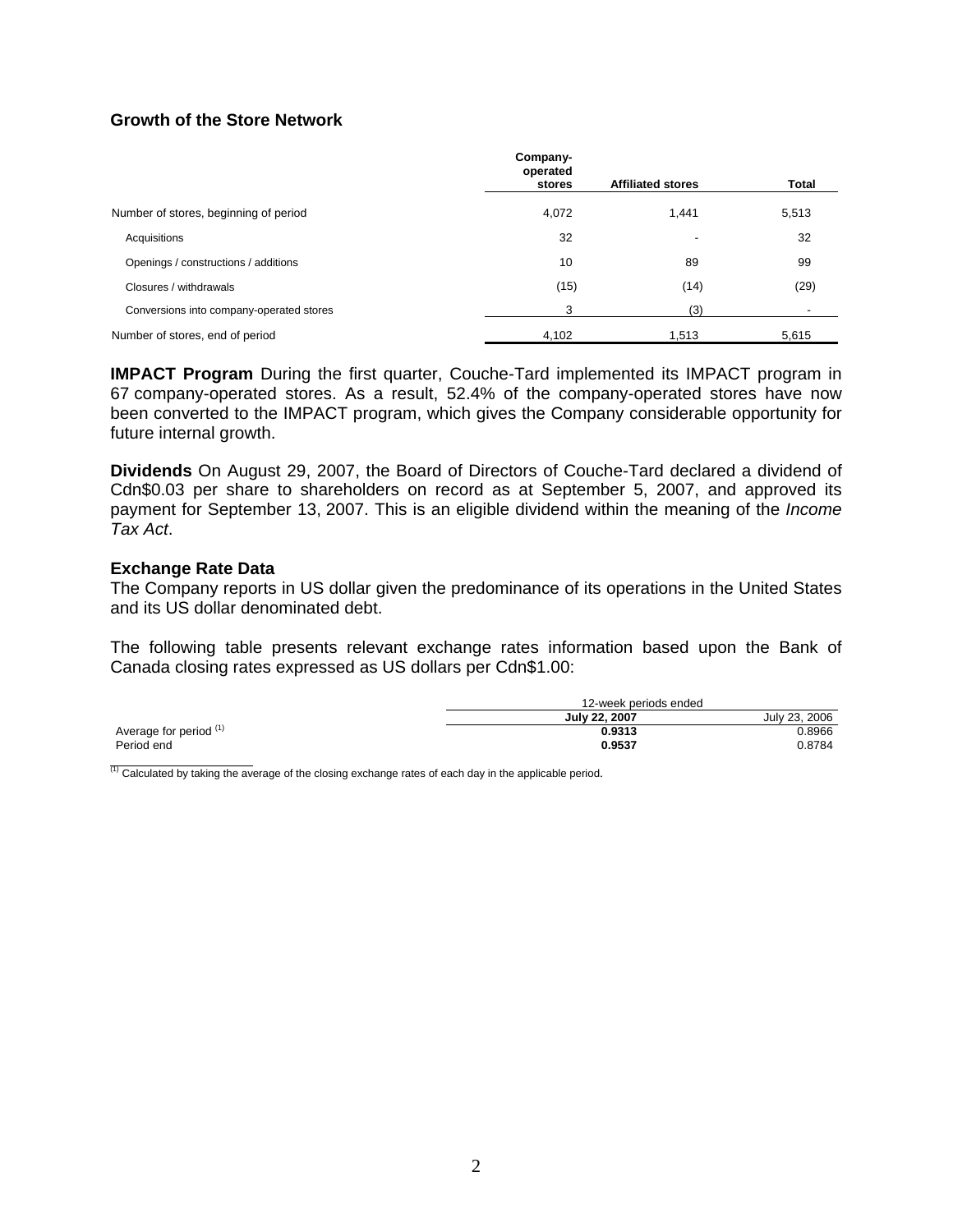### Growth of the Store Network

| | Company-operated stores | Affiliated stores | Total |
|---|---|---|---|
| Number of stores, beginning of period | 4,072 | 1,441 | 5,513 |
| Acquisitions | 32 | - | 32 |
| Openings / constructions / additions | 10 | 89 | 99 |
| Closures / withdrawals | (15) | (14) | (29) |
| Conversions into company-operated stores | 3 | (3) | - |
| Number of stores, end of period | 4,102 | 1,513 | 5,615 |

**IMPACT Program** During the first quarter, Couche-Tard implemented its IMPACT program in 67 company-operated stores. As a result, 52.4% of the company-operated stores have now been converted to the IMPACT program, which gives the Company considerable opportunity for future internal growth.

**Dividends** On August 29, 2007, the Board of Directors of Couche-Tard declared a dividend of Cdn$0.03 per share to shareholders on record as at September 5, 2007, and approved its payment for September 13, 2007. This is an eligible dividend within the meaning of the *Income Tax Act*.

### Exchange Rate Data

The Company reports in US dollar given the predominance of its operations in the United States and its US dollar denominated debt.

The following table presents relevant exchange rates information based upon the Bank of Canada closing rates expressed as US dollars per Cdn$1.00:

| | 12-week periods ended | |
|---|---|---|
| | **July 22, 2007** | July 23, 2006 |
| Average for period [(1)] | **0.9313** | 0.8966 |
| Period end | **0.9537** | 0.8784 |

[(1)] Calculated by taking the average of the closing exchange rates of each day in the applicable period.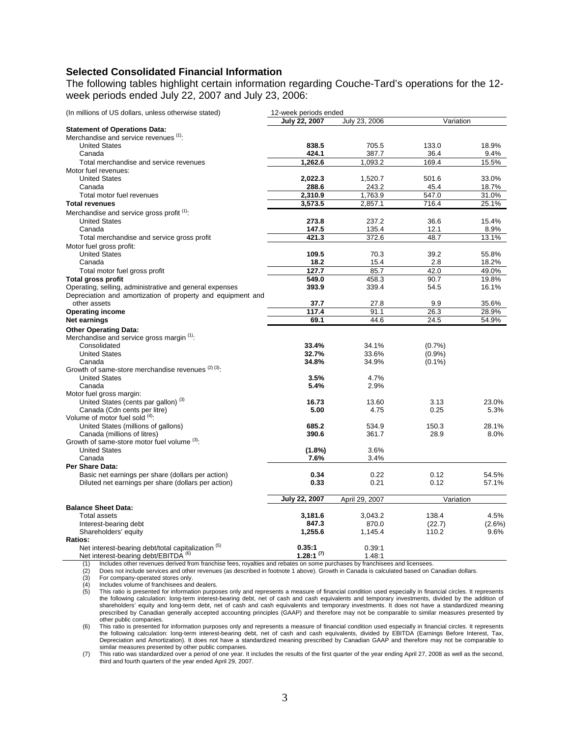## Selected Consolidated Financial Information

The following tables highlight certain information regarding Couche-Tard's operations for the 12-week periods ended July 22, 2007 and July 23, 2006:

| (In millions of US dollars, unless otherwise stated) | 12-week periods ended | | | |
|---|---|---|---|---|
| | **July 22, 2007** | July 23, 2006 | Variation | |
| **Statement of Operations Data:** | | | | |
| Merchandise and service revenues [(1)]: | | | | |
| United States | **838.5** | 705.5 | 133.0 | 18.9% |
| Canada | **424.1** | 387.7 | 36.4 | 9.4% |
| Total merchandise and service revenues | **1,262.6** | 1,093.2 | 169.4 | 15.5% |
| Motor fuel revenues: | | | | |
| United States | **2,022.3** | 1,520.7 | 501.6 | 33.0% |
| Canada | **288.6** | 243.2 | 45.4 | 18.7% |
| Total motor fuel revenues | **2,310.9** | 1,763.9 | 547.0 | 31.0% |
| **Total revenues** | **3,573.5** | 2,857.1 | 716.4 | 25.1% |
| Merchandise and service gross profit [(1)]: | | | | |
| United States | **273.8** | 237.2 | 36.6 | 15.4% |
| Canada | **147.5** | 135.4 | 12.1 | 8.9% |
| Total merchandise and service gross profit | **421.3** | 372.6 | 48.7 | 13.1% |
| Motor fuel gross profit: | | | | |
| United States | **109.5** | 70.3 | 39.2 | 55.8% |
| Canada | **18.2** | 15.4 | 2.8 | 18.2% |
| Total motor fuel gross profit | **127.7** | 85.7 | 42.0 | 49.0% |
| **Total gross profit** | **549.0** | 458.3 | 90.7 | 19.8% |
| Operating, selling, administrative and general expenses | **393.9** | 339.4 | 54.5 | 16.1% |
| Depreciation and amortization of property and equipment and other assets | **37.7** | 27.8 | 9.9 | 35.6% |
| **Operating income** | **117.4** | 91.1 | 26.3 | 28.9% |
| **Net earnings** | **69.1** | 44.6 | 24.5 | 54.9% |
| **Other Operating Data:** | | | | |
| Merchandise and service gross margin [(1)]: | | | | |
| Consolidated | **33.4%** | 34.1% | (0.7%) | |
| United States | **32.7%** | 33.6% | (0.9%) | |
| Canada | **34.8%** | 34.9% | (0.1%) | |
| Growth of same-store merchandise revenues [(2) (3)]: | | | | |
| United States | **3.5%** | 4.7% | | |
| Canada | **5.4%** | 2.9% | | |
| Motor fuel gross margin: | | | | |
| United States (cents par gallon) [(3)] | **16.73** | 13.60 | 3.13 | 23.0% |
| Canada (Cdn cents per litre) | **5.00** | 4.75 | 0.25 | 5.3% |
| Volume of motor fuel sold [(4)]: | | | | |
| United States (millions of gallons) | **685.2** | 534.9 | 150.3 | 28.1% |
| Canada (millions of litres) | **390.6** | 361.7 | 28.9 | 8.0% |
| Growth of same-store motor fuel volume [(3)]: | | | | |
| United States | **(1.8%)** | 3.6% | | |
| Canada | **7.6%** | 3.4% | | |
| **Per Share Data:** | | | | |
| Basic net earnings per share (dollars per action) | **0.34** | 0.22 | 0.12 | 54.5% |
| Diluted net earnings per share (dollars per action) | **0.33** | 0.21 | 0.12 | 57.1% |

| | **July 22, 2007** | April 29, 2007 | Variation | |
|---|---|---|---|---|
| **Balance Sheet Data:** | | | | |
| Total assets | **3,181.6** | 3,043.2 | 138.4 | 4.5% |
| Interest-bearing debt | **847.3** | 870.0 | (22.7) | (2.6%) |
| Shareholders' equity | **1,255.6** | 1,145.4 | 110.2 | 9.6% |
| **Ratios:** | | | | |
| Net interest-bearing debt/total capitalization [(5)] | **0.35:1** | 0.39:1 | | |
| Net interest-bearing debt/EBITDA [(6)] | **1.28:1** [(7)] | 1.48:1 | | |

(1) Includes other revenues derived from franchise fees, royalties and rebates on some purchases by franchisees and licensees.

(2) Does not include services and other revenues (as described in footnote 1 above). Growth in Canada is calculated based on Canadian dollars.

(3) For company-operated stores only.

(4) Includes volume of franchisees and dealers.

(5) This ratio is presented for information purposes only and represents a measure of financial condition used especially in financial circles. It represents the following calculation: long-term interest-bearing debt, net of cash and cash equivalents and temporary investments, divided by the addition of shareholders' equity and long-term debt, net of cash and cash equivalents and temporary investments. It does not have a standardized meaning prescribed by Canadian generally accepted accounting principles (GAAP) and therefore may not be comparable to similar measures presented by other public companies.

(6) This ratio is presented for information purposes only and represents a measure of financial condition used especially in financial circles. It represents the following calculation: long-term interest-bearing debt, net of cash and cash equivalents, divided by EBITDA (Earnings Before Interest, Tax, Depreciation and Amortization). It does not have a standardized meaning prescribed by Canadian GAAP and therefore may not be comparable to similar measures presented by other public companies.

(7) This ratio was standardized over a period of one year. It includes the results of the first quarter of the year ending April 27, 2008 as well as the second, third and fourth quarters of the year ended April 29, 2007.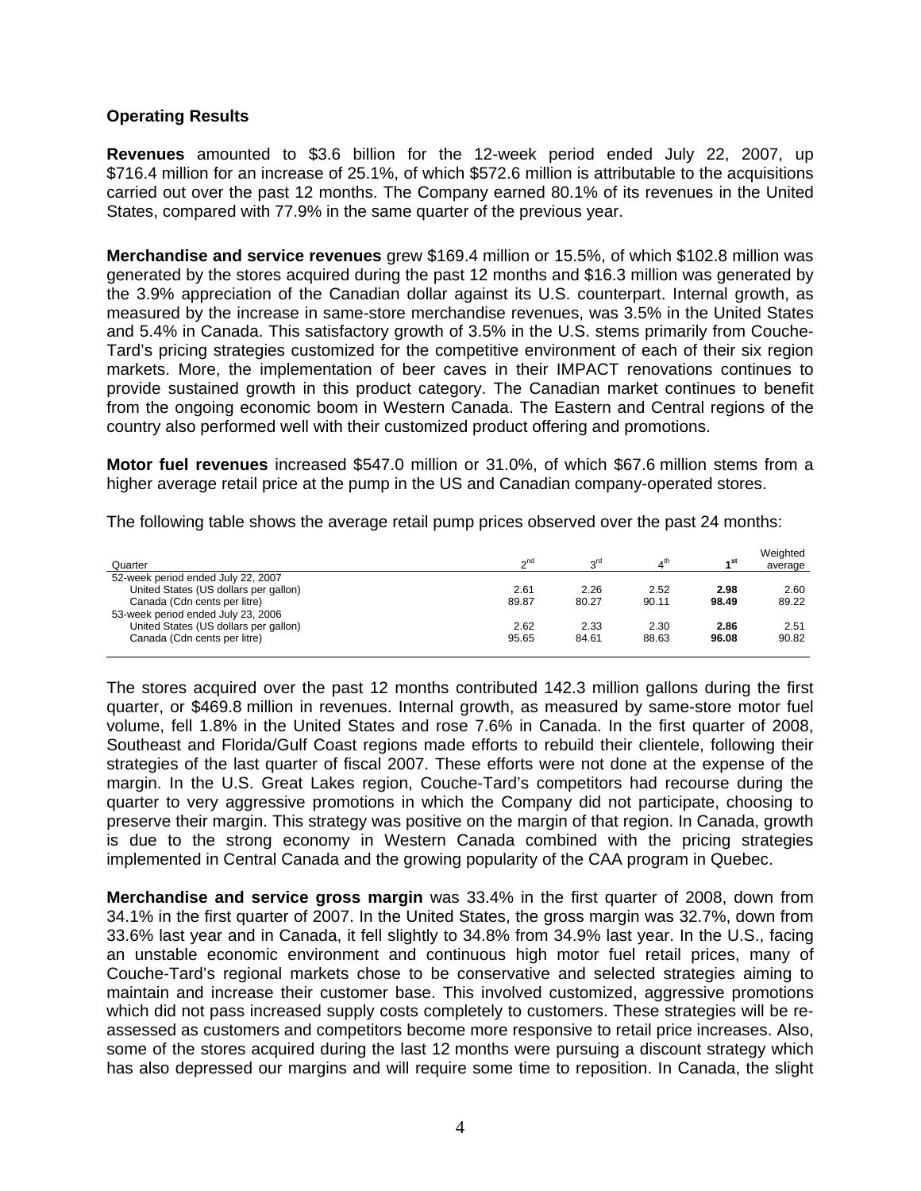**Operating Results**

**Revenues** amounted to $3.6 billion for the 12-week period ended July 22, 2007, up $716.4 million for an increase of 25.1%, of which $572.6 million is attributable to the acquisitions carried out over the past 12 months. The Company earned 80.1% of its revenues in the United States, compared with 77.9% in the same quarter of the previous year.

**Merchandise and service revenues** grew $169.4 million or 15.5%, of which $102.8 million was generated by the stores acquired during the past 12 months and $16.3 million was generated by the 3.9% appreciation of the Canadian dollar against its U.S. counterpart. Internal growth, as measured by the increase in same-store merchandise revenues, was 3.5% in the United States and 5.4% in Canada. This satisfactory growth of 3.5% in the U.S. stems primarily from Couche-Tard's pricing strategies customized for the competitive environment of each of their six region markets. More, the implementation of beer caves in their IMPACT renovations continues to provide sustained growth in this product category. The Canadian market continues to benefit from the ongoing economic boom in Western Canada. The Eastern and Central regions of the country also performed well with their customized product offering and promotions.

**Motor fuel revenues** increased $547.0 million or 31.0%, of which $67.6 million stems from a higher average retail price at the pump in the US and Canadian company-operated stores.

The following table shows the average retail pump prices observed over the past 24 months:

| Quarter | 2nd | 3rd | 4th | **1st** | Weighted average |
|---|---|---|---|---|---|
| 52-week period ended July 22, 2007 | | | | | |
| United States (US dollars per gallon) | 2.61 | 2.26 | 2.52 | **2.98** | 2.60 |
| Canada (Cdn cents per litre) | 89.87 | 80.27 | 90.11 | **98.49** | 89.22 |
| 53-week period ended July 23, 2006 | | | | | |
| United States (US dollars per gallon) | 2.62 | 2.33 | 2.30 | **2.86** | 2.51 |
| Canada (Cdn cents per litre) | 95.65 | 84.61 | 88.63 | **96.08** | 90.82 |

The stores acquired over the past 12 months contributed 142.3 million gallons during the first quarter, or $469.8 million in revenues. Internal growth, as measured by same-store motor fuel volume, fell 1.8% in the United States and rose 7.6% in Canada. In the first quarter of 2008, Southeast and Florida/Gulf Coast regions made efforts to rebuild their clientele, following their strategies of the last quarter of fiscal 2007. These efforts were not done at the expense of the margin. In the U.S. Great Lakes region, Couche-Tard's competitors had recourse during the quarter to very aggressive promotions in which the Company did not participate, choosing to preserve their margin. This strategy was positive on the margin of that region. In Canada, growth is due to the strong economy in Western Canada combined with the pricing strategies implemented in Central Canada and the growing popularity of the CAA program in Quebec.

**Merchandise and service gross margin** was 33.4% in the first quarter of 2008, down from 34.1% in the first quarter of 2007. In the United States, the gross margin was 32.7%, down from 33.6% last year and in Canada, it fell slightly to 34.8% from 34.9% last year. In the U.S., facing an unstable economic environment and continuous high motor fuel retail prices, many of Couche-Tard's regional markets chose to be conservative and selected strategies aiming to maintain and increase their customer base. This involved customized, aggressive promotions which did not pass increased supply costs completely to customers. These strategies will be re-assessed as customers and competitors become more responsive to retail price increases. Also, some of the stores acquired during the last 12 months were pursuing a discount strategy which has also depressed our margins and will require some time to reposition. In Canada, the slight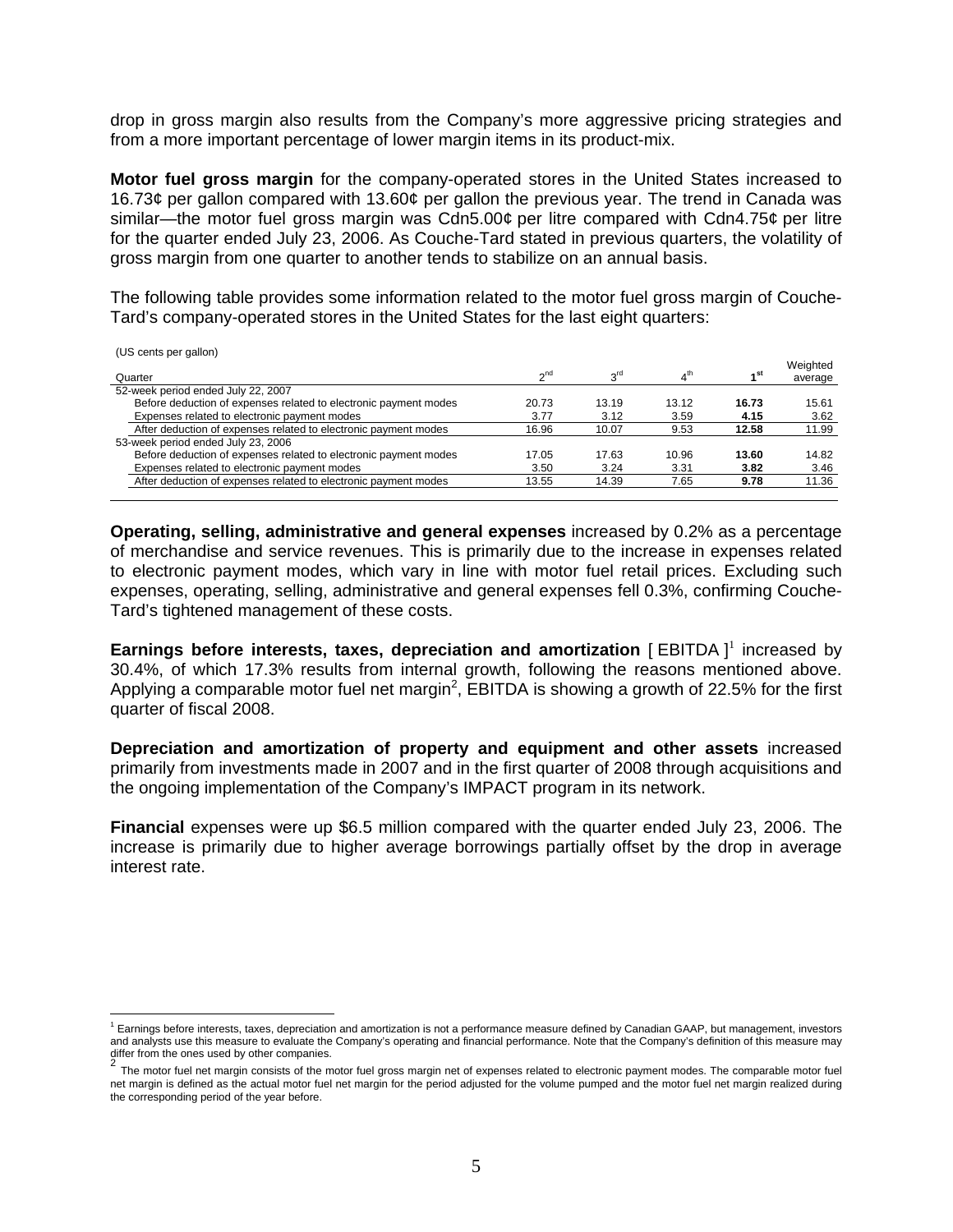drop in gross margin also results from the Company's more aggressive pricing strategies and from a more important percentage of lower margin items in its product-mix.

**Motor fuel gross margin** for the company-operated stores in the United States increased to 16.73¢ per gallon compared with 13.60¢ per gallon the previous year. The trend in Canada was similar—the motor fuel gross margin was Cdn5.00¢ per litre compared with Cdn4.75¢ per litre for the quarter ended July 23, 2006. As Couche-Tard stated in previous quarters, the volatility of gross margin from one quarter to another tends to stabilize on an annual basis.

The following table provides some information related to the motor fuel gross margin of Couche-Tard's company-operated stores in the United States for the last eight quarters:

(US cents per gallon)

| Quarter | 2nd | 3rd | 4th | **1st** | Weighted average |
|---|---|---|---|---|---|
| 52-week period ended July 22, 2007 | | | | | |
| Before deduction of expenses related to electronic payment modes | 20.73 | 13.19 | 13.12 | **16.73** | 15.61 |
| Expenses related to electronic payment modes | 3.77 | 3.12 | 3.59 | **4.15** | 3.62 |
| After deduction of expenses related to electronic payment modes | 16.96 | 10.07 | 9.53 | **12.58** | 11.99 |
| 53-week period ended July 23, 2006 | | | | | |
| Before deduction of expenses related to electronic payment modes | 17.05 | 17.63 | 10.96 | **13.60** | 14.82 |
| Expenses related to electronic payment modes | 3.50 | 3.24 | 3.31 | **3.82** | 3.46 |
| After deduction of expenses related to electronic payment modes | 13.55 | 14.39 | 7.65 | **9.78** | 11.36 |

**Operating, selling, administrative and general expenses** increased by 0.2% as a percentage of merchandise and service revenues. This is primarily due to the increase in expenses related to electronic payment modes, which vary in line with motor fuel retail prices. Excluding such expenses, operating, selling, administrative and general expenses fell 0.3%, confirming Couche-Tard's tightened management of these costs.

**Earnings before interests, taxes, depreciation and amortization** [ EBITDA ][1] increased by 30.4%, of which 17.3% results from internal growth, following the reasons mentioned above. Applying a comparable motor fuel net margin[2], EBITDA is showing a growth of 22.5% for the first quarter of fiscal 2008.

**Depreciation and amortization of property and equipment and other assets** increased primarily from investments made in 2007 and in the first quarter of 2008 through acquisitions and the ongoing implementation of the Company's IMPACT program in its network.

**Financial** expenses were up $6.5 million compared with the quarter ended July 23, 2006. The increase is primarily due to higher average borrowings partially offset by the drop in average interest rate.

[1] Earnings before interests, taxes, depreciation and amortization is not a performance measure defined by Canadian GAAP, but management, investors and analysts use this measure to evaluate the Company's operating and financial performance. Note that the Company's definition of this measure may differ from the ones used by other companies.

[2] The motor fuel net margin consists of the motor fuel gross margin net of expenses related to electronic payment modes. The comparable motor fuel net margin is defined as the actual motor fuel net margin for the period adjusted for the volume pumped and the motor fuel net margin realized during the corresponding period of the year before.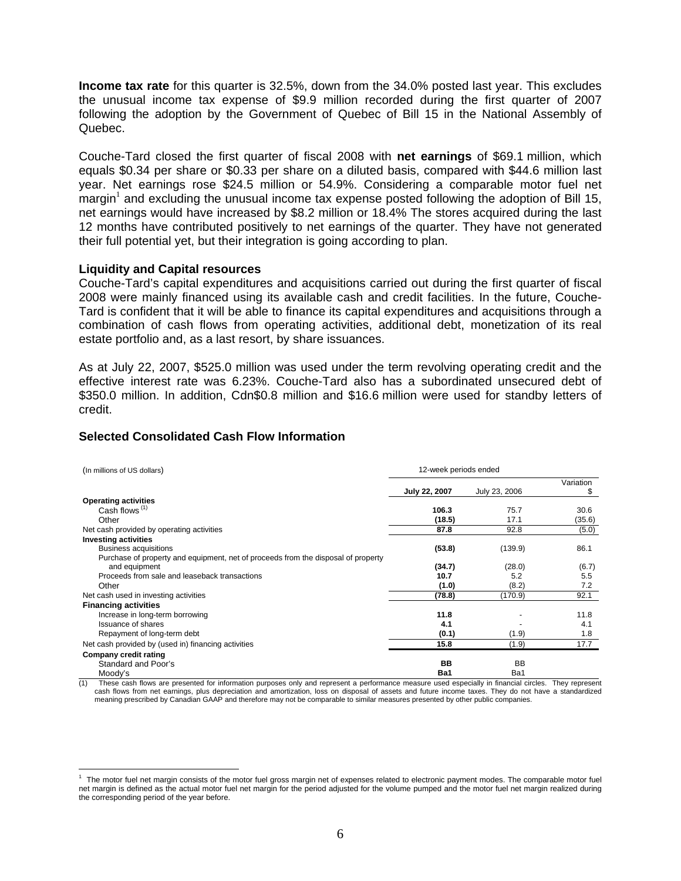**Income tax rate** for this quarter is 32.5%, down from the 34.0% posted last year. This excludes the unusual income tax expense of $9.9 million recorded during the first quarter of 2007 following the adoption by the Government of Quebec of Bill 15 in the National Assembly of Quebec.

Couche-Tard closed the first quarter of fiscal 2008 with **net earnings** of $69.1 million, which equals $0.34 per share or $0.33 per share on a diluted basis, compared with $44.6 million last year. Net earnings rose $24.5 million or 54.9%. Considering a comparable motor fuel net margin[1] and excluding the unusual income tax expense posted following the adoption of Bill 15, net earnings would have increased by $8.2 million or 18.4% The stores acquired during the last 12 months have contributed positively to net earnings of the quarter. They have not generated their full potential yet, but their integration is going according to plan.

### Liquidity and Capital resources

Couche-Tard's capital expenditures and acquisitions carried out during the first quarter of fiscal 2008 were mainly financed using its available cash and credit facilities. In the future, Couche-Tard is confident that it will be able to finance its capital expenditures and acquisitions through a combination of cash flows from operating activities, additional debt, monetization of its real estate portfolio and, as a last resort, by share issuances.

As at July 22, 2007, $525.0 million was used under the term revolving operating credit and the effective interest rate was 6.23%. Couche-Tard also has a subordinated unsecured debt of $350.0 million. In addition, Cdn$0.8 million and $16.6 million were used for standby letters of credit.

## Selected Consolidated Cash Flow Information

| (In millions of US dollars) | 12-week periods ended | | |
|---|---|---|---|
| | **July 22, 2007** | July 23, 2006 | Variation $ |
| **Operating activities** | | | |
| Cash flows [(1)] | **106.3** | 75.7 | 30.6 |
| Other | **(18.5)** | 17.1 | (35.6) |
| Net cash provided by operating activities | **87.8** | 92.8 | (5.0) |
| **Investing activities** | | | |
| Business acquisitions | **(53.8)** | (139.9) | 86.1 |
| Purchase of property and equipment, net of proceeds from the disposal of property and equipment | **(34.7)** | (28.0) | (6.7) |
| Proceeds from sale and leaseback transactions | **10.7** | 5.2 | 5.5 |
| Other | **(1.0)** | (8.2) | 7.2 |
| Net cash used in investing activities | **(78.8)** | (170.9) | 92.1 |
| **Financing activities** | | | |
| Increase in long-term borrowing | **11.8** | - | 11.8 |
| Issuance of shares | **4.1** | - | 4.1 |
| Repayment of long-term debt | **(0.1)** | (1.9) | 1.8 |
| Net cash provided by (used in) financing activities | **15.8** | (1.9) | 17.7 |
| **Company credit rating** | | | |
| Standard and Poor's | **BB** | BB | |
| Moody's | **Ba1** | Ba1 | |

(1) These cash flows are presented for information purposes only and represent a performance measure used especially in financial circles. They represent cash flows from net earnings, plus depreciation and amortization, loss on disposal of assets and future income taxes. They do not have a standardized meaning prescribed by Canadian GAAP and therefore may not be comparable to similar measures presented by other public companies.

[1] The motor fuel net margin consists of the motor fuel gross margin net of expenses related to electronic payment modes. The comparable motor fuel net margin is defined as the actual motor fuel net margin for the period adjusted for the volume pumped and the motor fuel net margin realized during the corresponding period of the year before.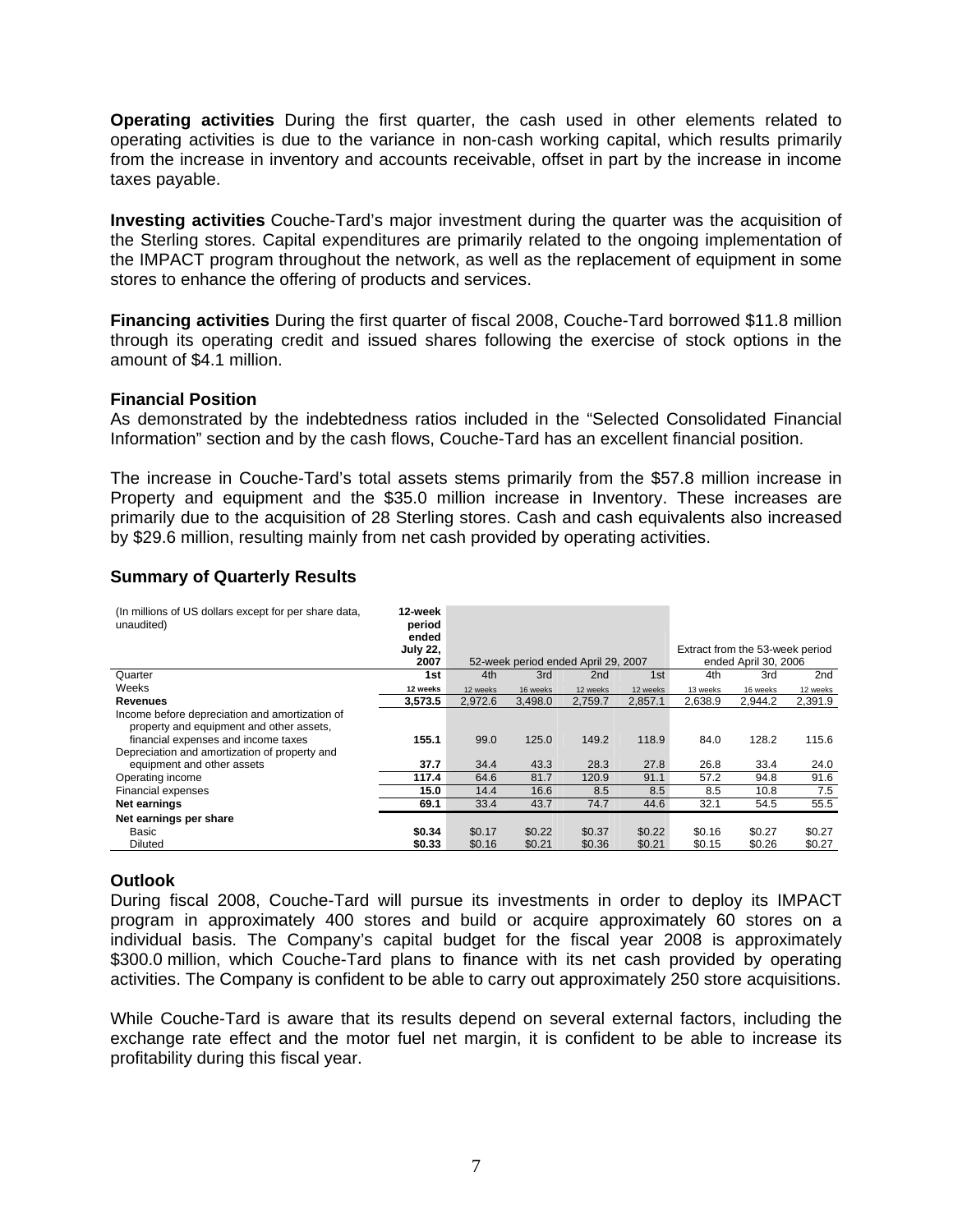**Operating activities** During the first quarter, the cash used in other elements related to operating activities is due to the variance in non-cash working capital, which results primarily from the increase in inventory and accounts receivable, offset in part by the increase in income taxes payable.

**Investing activities** Couche-Tard's major investment during the quarter was the acquisition of the Sterling stores. Capital expenditures are primarily related to the ongoing implementation of the IMPACT program throughout the network, as well as the replacement of equipment in some stores to enhance the offering of products and services.

**Financing activities** During the first quarter of fiscal 2008, Couche-Tard borrowed $11.8 million through its operating credit and issued shares following the exercise of stock options in the amount of $4.1 million.

### Financial Position

As demonstrated by the indebtedness ratios included in the "Selected Consolidated Financial Information" section and by the cash flows, Couche-Tard has an excellent financial position.

The increase in Couche-Tard's total assets stems primarily from the $57.8 million increase in Property and equipment and the $35.0 million increase in Inventory. These increases are primarily due to the acquisition of 28 Sterling stores. Cash and cash equivalents also increased by $29.6 million, resulting mainly from net cash provided by operating activities.

### Summary of Quarterly Results

| (In millions of US dollars except for per share data, unaudited) | 12-week period ended July 22, 2007 | 52-week period ended April 29, 2007 | | | | Extract from the 53-week period ended April 30, 2006 | | |
|---|---|---|---|---|---|---|---|---|
| Quarter | 1st | 4th | 3rd | 2nd | 1st | 4th | 3rd | 2nd |
| Weeks | 12 weeks | 12 weeks | 16 weeks | 12 weeks | 12 weeks | 13 weeks | 16 weeks | 12 weeks |
| **Revenues** | **3,573.5** | 2,972.6 | 3,498.0 | 2,759.7 | 2,857.1 | 2,638.9 | 2,944.2 | 2,391.9 |
| Income before depreciation and amortization of property and equipment and other assets, financial expenses and income taxes | **155.1** | 99.0 | 125.0 | 149.2 | 118.9 | 84.0 | 128.2 | 115.6 |
| Depreciation and amortization of property and equipment and other assets | **37.7** | 34.4 | 43.3 | 28.3 | 27.8 | 26.8 | 33.4 | 24.0 |
| Operating income | **117.4** | 64.6 | 81.7 | 120.9 | 91.1 | 57.2 | 94.8 | 91.6 |
| Financial expenses | **15.0** | 14.4 | 16.6 | 8.5 | 8.5 | 8.5 | 10.8 | 7.5 |
| **Net earnings** | **69.1** | 33.4 | 43.7 | 74.7 | 44.6 | 32.1 | 54.5 | 55.5 |
| **Net earnings per share** | | | | | | | | |
| Basic | **$0.34** | $0.17 | $0.22 | $0.37 | $0.22 | $0.16 | $0.27 | $0.27 |
| Diluted | **$0.33** | $0.16 | $0.21 | $0.36 | $0.21 | $0.15 | $0.26 | $0.27 |

### Outlook

During fiscal 2008, Couche-Tard will pursue its investments in order to deploy its IMPACT program in approximately 400 stores and build or acquire approximately 60 stores on a individual basis. The Company's capital budget for the fiscal year 2008 is approximately $300.0 million, which Couche-Tard plans to finance with its net cash provided by operating activities. The Company is confident to be able to carry out approximately 250 store acquisitions.

While Couche-Tard is aware that its results depend on several external factors, including the exchange rate effect and the motor fuel net margin, it is confident to be able to increase its profitability during this fiscal year.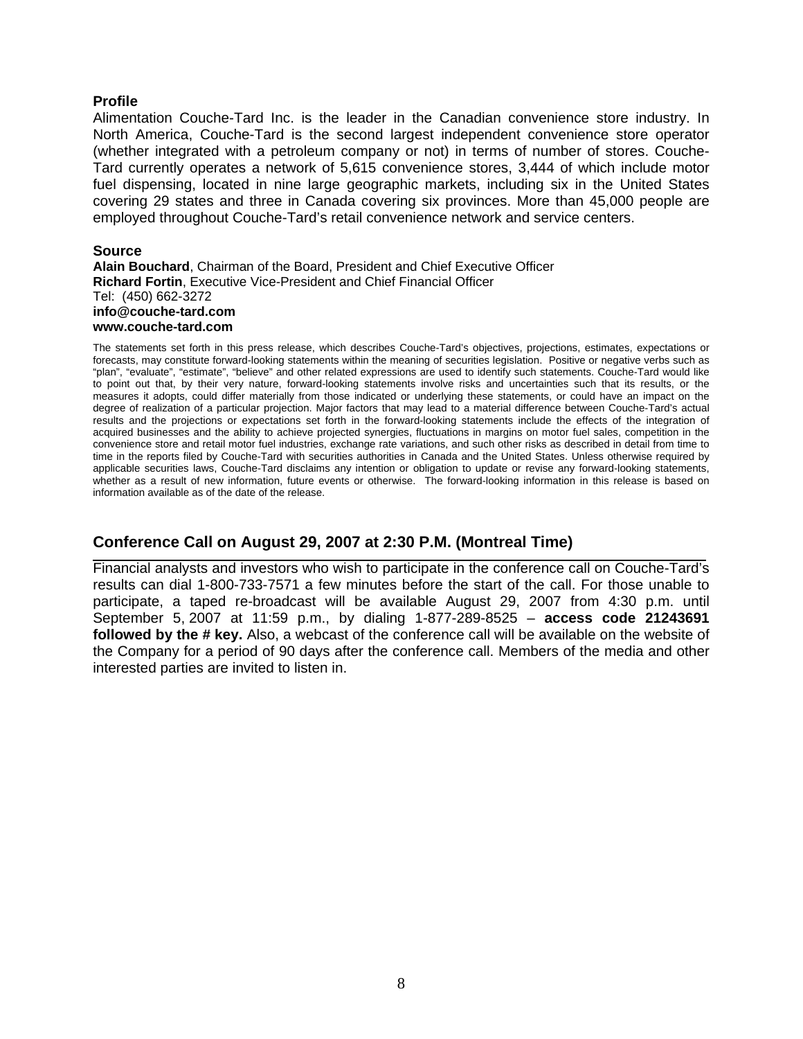### Profile

Alimentation Couche-Tard Inc. is the leader in the Canadian convenience store industry. In North America, Couche-Tard is the second largest independent convenience store operator (whether integrated with a petroleum company or not) in terms of number of stores. Couche-Tard currently operates a network of 5,615 convenience stores, 3,444 of which include motor fuel dispensing, located in nine large geographic markets, including six in the United States covering 29 states and three in Canada covering six provinces. More than 45,000 people are employed throughout Couche-Tard's retail convenience network and service centers.

### Source

**Alain Bouchard**, Chairman of the Board, President and Chief Executive Officer
**Richard Fortin**, Executive Vice-President and Chief Financial Officer
Tel: (450) 662-3272
**info@couche-tard.com**
**www.couche-tard.com**

The statements set forth in this press release, which describes Couche-Tard's objectives, projections, estimates, expectations or forecasts, may constitute forward-looking statements within the meaning of securities legislation. Positive or negative verbs such as "plan", "evaluate", "estimate", "believe" and other related expressions are used to identify such statements. Couche-Tard would like to point out that, by their very nature, forward-looking statements involve risks and uncertainties such that its results, or the measures it adopts, could differ materially from those indicated or underlying these statements, or could have an impact on the degree of realization of a particular projection. Major factors that may lead to a material difference between Couche-Tard's actual results and the projections or expectations set forth in the forward-looking statements include the effects of the integration of acquired businesses and the ability to achieve projected synergies, fluctuations in margins on motor fuel sales, competition in the convenience store and retail motor fuel industries, exchange rate variations, and such other risks as described in detail from time to time in the reports filed by Couche-Tard with securities authorities in Canada and the United States. Unless otherwise required by applicable securities laws, Couche-Tard disclaims any intention or obligation to update or revise any forward-looking statements, whether as a result of new information, future events or otherwise. The forward-looking information in this release is based on information available as of the date of the release.

## Conference Call on August 29, 2007 at 2:30 P.M. (Montreal Time)

Financial analysts and investors who wish to participate in the conference call on Couche-Tard's results can dial 1-800-733-7571 a few minutes before the start of the call. For those unable to participate, a taped re-broadcast will be available August 29, 2007 from 4:30 p.m. until September 5, 2007 at 11:59 p.m., by dialing 1-877-289-8525 – **access code 21243691 followed by the # key.** Also, a webcast of the conference call will be available on the website of the Company for a period of 90 days after the conference call. Members of the media and other interested parties are invited to listen in.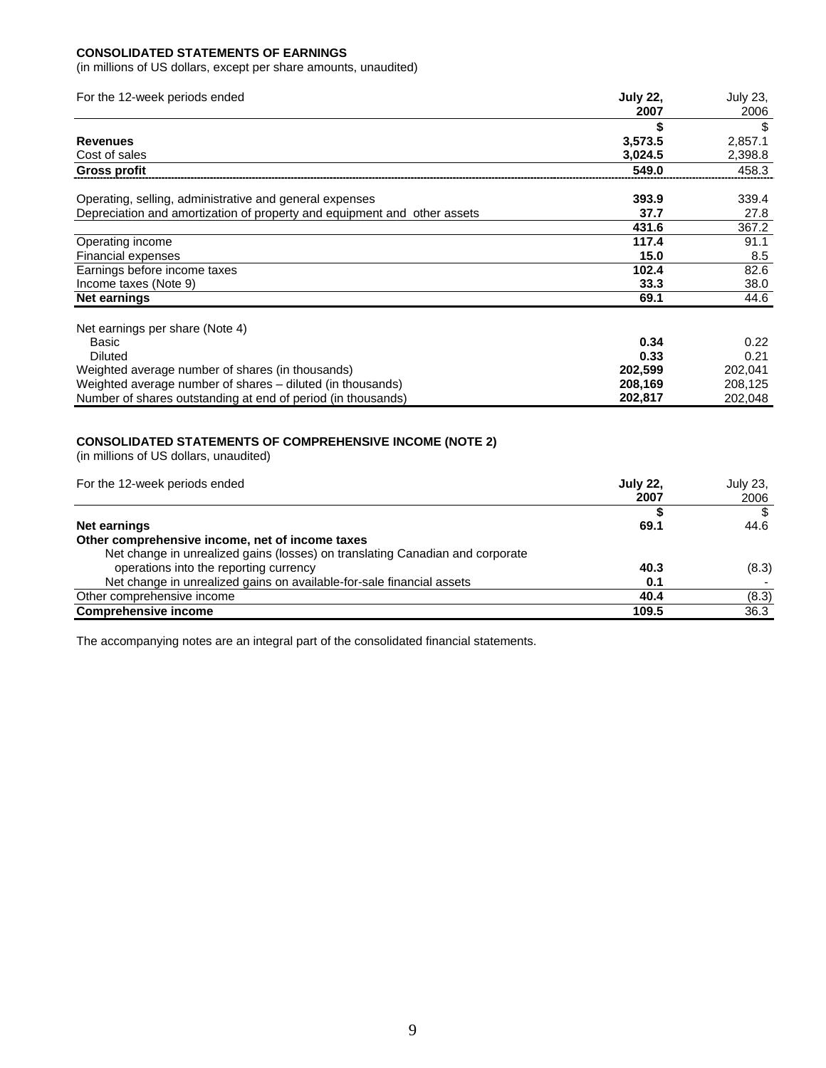**CONSOLIDATED STATEMENTS OF EARNINGS**
(in millions of US dollars, except per share amounts, unaudited)

| For the 12-week periods ended | **July 22, 2007** | July 23, 2006 |
|---|---|---|
| | **$** | $ |
| **Revenues** | **3,573.5** | 2,857.1 |
| Cost of sales | **3,024.5** | 2,398.8 |
| **Gross profit** | **549.0** | 458.3 |
| Operating, selling, administrative and general expenses | **393.9** | 339.4 |
| Depreciation and amortization of property and equipment and other assets | **37.7** | 27.8 |
| | **431.6** | 367.2 |
| Operating income | **117.4** | 91.1 |
| Financial expenses | **15.0** | 8.5 |
| Earnings before income taxes | **102.4** | 82.6 |
| Income taxes (Note 9) | **33.3** | 38.0 |
| **Net earnings** | **69.1** | 44.6 |
| Net earnings per share (Note 4) | | |
| Basic | **0.34** | 0.22 |
| Diluted | **0.33** | 0.21 |
| Weighted average number of shares (in thousands) | **202,599** | 202,041 |
| Weighted average number of shares – diluted (in thousands) | **208,169** | 208,125 |
| Number of shares outstanding at end of period (in thousands) | **202,817** | 202,048 |

**CONSOLIDATED STATEMENTS OF COMPREHENSIVE INCOME (NOTE 2)**
(in millions of US dollars, unaudited)

| For the 12-week periods ended | **July 22, 2007** | July 23, 2006 |
|---|---|---|
| | **$** | $ |
| **Net earnings** | **69.1** | 44.6 |
| **Other comprehensive income, net of income taxes** | | |
| Net change in unrealized gains (losses) on translating Canadian and corporate operations into the reporting currency | **40.3** | (8.3) |
| Net change in unrealized gains on available-for-sale financial assets | **0.1** | - |
| Other comprehensive income | **40.4** | (8.3) |
| **Comprehensive income** | **109.5** | 36.3 |

The accompanying notes are an integral part of the consolidated financial statements.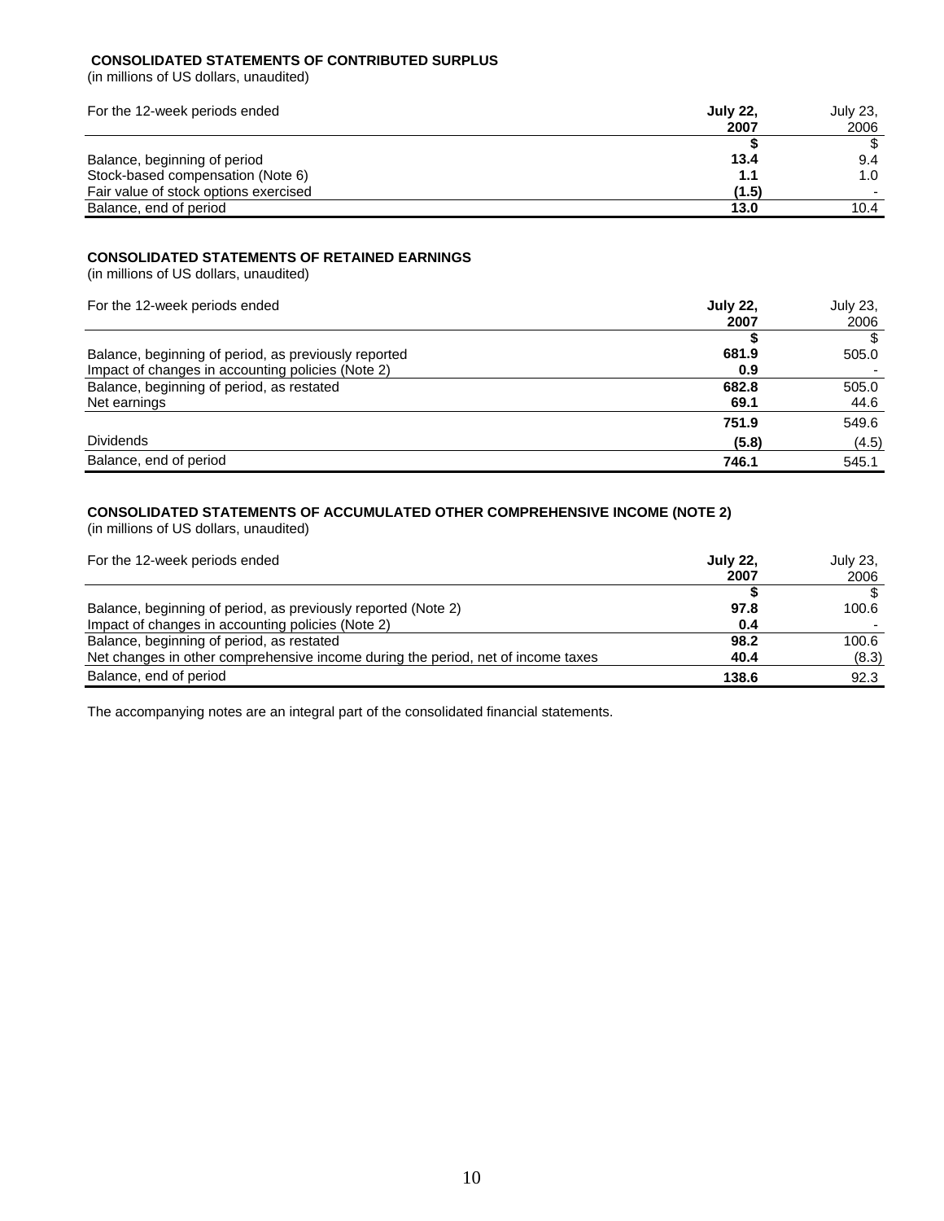**CONSOLIDATED STATEMENTS OF CONTRIBUTED SURPLUS**
(in millions of US dollars, unaudited)

| For the 12-week periods ended | **July 22, 2007** | July 23, 2006 |
|---|---|---|
| | **$** | $ |
| Balance, beginning of period | **13.4** | 9.4 |
| Stock-based compensation (Note 6) | **1.1** | 1.0 |
| Fair value of stock options exercised | **(1.5)** | - |
| Balance, end of period | **13.0** | 10.4 |

**CONSOLIDATED STATEMENTS OF RETAINED EARNINGS**
(in millions of US dollars, unaudited)

| For the 12-week periods ended | **July 22, 2007** | July 23, 2006 |
|---|---|---|
| | **$** | $ |
| Balance, beginning of period, as previously reported | **681.9** | 505.0 |
| Impact of changes in accounting policies (Note 2) | **0.9** | - |
| Balance, beginning of period, as restated | **682.8** | 505.0 |
| Net earnings | **69.1** | 44.6 |
| | **751.9** | 549.6 |
| Dividends | **(5.8)** | (4.5) |
| Balance, end of period | **746.1** | 545.1 |

**CONSOLIDATED STATEMENTS OF ACCUMULATED OTHER COMPREHENSIVE INCOME (NOTE 2)**
(in millions of US dollars, unaudited)

| For the 12-week periods ended | **July 22, 2007** | July 23, 2006 |
|---|---|---|
| | **$** | $ |
| Balance, beginning of period, as previously reported (Note 2) | **97.8** | 100.6 |
| Impact of changes in accounting policies (Note 2) | **0.4** | - |
| Balance, beginning of period, as restated | **98.2** | 100.6 |
| Net changes in other comprehensive income during the period, net of income taxes | **40.4** | (8.3) |
| Balance, end of period | **138.6** | 92.3 |

The accompanying notes are an integral part of the consolidated financial statements.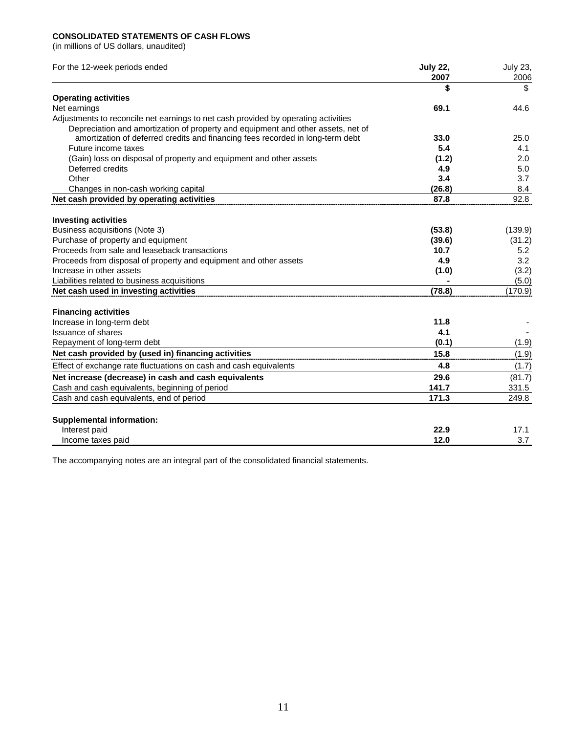**CONSOLIDATED STATEMENTS OF CASH FLOWS**
(in millions of US dollars, unaudited)

| For the 12-week periods ended | **July 22, 2007** | July 23, 2006 |
|---|---|---|
| | **$** | $ |
| **Operating activities** | | |
| Net earnings | **69.1** | 44.6 |
| Adjustments to reconcile net earnings to net cash provided by operating activities | | |
| Depreciation and amortization of property and equipment and other assets, net of amortization of deferred credits and financing fees recorded in long-term debt | **33.0** | 25.0 |
| Future income taxes | **5.4** | 4.1 |
| (Gain) loss on disposal of property and equipment and other assets | **(1.2)** | 2.0 |
| Deferred credits | **4.9** | 5.0 |
| Other | **3.4** | 3.7 |
| Changes in non-cash working capital | **(26.8)** | 8.4 |
| **Net cash provided by operating activities** | **87.8** | 92.8 |
| **Investing activities** | | |
| Business acquisitions (Note 3) | **(53.8)** | (139.9) |
| Purchase of property and equipment | **(39.6)** | (31.2) |
| Proceeds from sale and leaseback transactions | **10.7** | 5.2 |
| Proceeds from disposal of property and equipment and other assets | **4.9** | 3.2 |
| Increase in other assets | **(1.0)** | (3.2) |
| Liabilities related to business acquisitions | **-** | (5.0) |
| **Net cash used in investing activities** | **(78.8)** | (170.9) |
| **Financing activities** | | |
| Increase in long-term debt | **11.8** | - |
| Issuance of shares | **4.1** | - |
| Repayment of long-term debt | **(0.1)** | (1.9) |
| **Net cash provided by (used in) financing activities** | **15.8** | (1.9) |
| Effect of exchange rate fluctuations on cash and cash equivalents | **4.8** | (1.7) |
| **Net increase (decrease) in cash and cash equivalents** | **29.6** | (81.7) |
| Cash and cash equivalents, beginning of period | **141.7** | 331.5 |
| Cash and cash equivalents, end of period | **171.3** | 249.8 |
| **Supplemental information:** | | |
| Interest paid | **22.9** | 17.1 |
| Income taxes paid | **12.0** | 3.7 |

The accompanying notes are an integral part of the consolidated financial statements.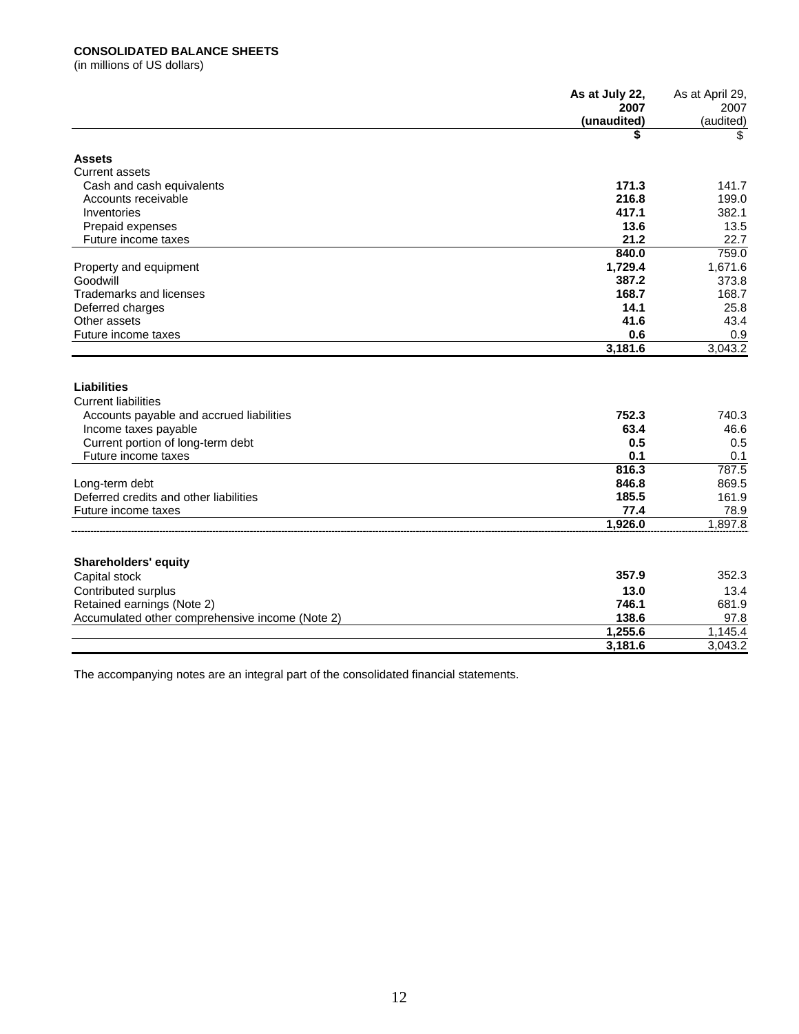**CONSOLIDATED BALANCE SHEETS**
(in millions of US dollars)

| | **As at July 22, 2007 (unaudited)** | As at April 29, 2007 (audited) |
|---|---|---|
| | **$** | $ |
| **Assets** | | |
| Current assets | | |
| Cash and cash equivalents | **171.3** | 141.7 |
| Accounts receivable | **216.8** | 199.0 |
| Inventories | **417.1** | 382.1 |
| Prepaid expenses | **13.6** | 13.5 |
| Future income taxes | **21.2** | 22.7 |
| | **840.0** | 759.0 |
| Property and equipment | **1,729.4** | 1,671.6 |
| Goodwill | **387.2** | 373.8 |
| Trademarks and licenses | **168.7** | 168.7 |
| Deferred charges | **14.1** | 25.8 |
| Other assets | **41.6** | 43.4 |
| Future income taxes | **0.6** | 0.9 |
| | **3,181.6** | 3,043.2 |
| **Liabilities** | | |
| Current liabilities | | |
| Accounts payable and accrued liabilities | **752.3** | 740.3 |
| Income taxes payable | **63.4** | 46.6 |
| Current portion of long-term debt | **0.5** | 0.5 |
| Future income taxes | **0.1** | 0.1 |
| | **816.3** | 787.5 |
| Long-term debt | **846.8** | 869.5 |
| Deferred credits and other liabilities | **185.5** | 161.9 |
| Future income taxes | **77.4** | 78.9 |
| | **1,926.0** | 1,897.8 |
| **Shareholders' equity** | | |
| Capital stock | **357.9** | 352.3 |
| Contributed surplus | **13.0** | 13.4 |
| Retained earnings (Note 2) | **746.1** | 681.9 |
| Accumulated other comprehensive income (Note 2) | **138.6** | 97.8 |
| | **1,255.6** | 1,145.4 |
| | **3,181.6** | 3,043.2 |

The accompanying notes are an integral part of the consolidated financial statements.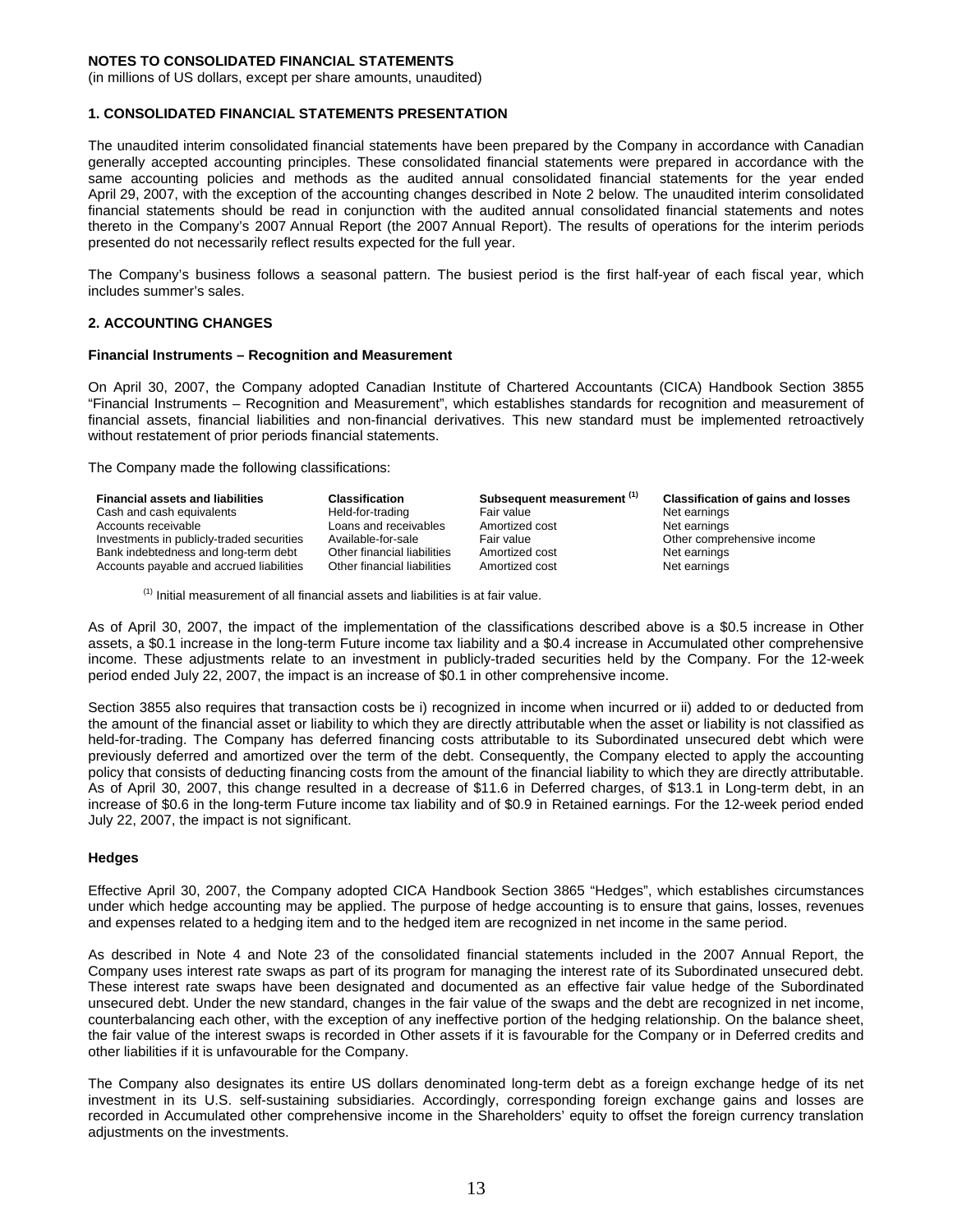**NOTES TO CONSOLIDATED FINANCIAL STATEMENTS**
(in millions of US dollars, except per share amounts, unaudited)

### 1. CONSOLIDATED FINANCIAL STATEMENTS PRESENTATION

The unaudited interim consolidated financial statements have been prepared by the Company in accordance with Canadian generally accepted accounting principles. These consolidated financial statements were prepared in accordance with the same accounting policies and methods as the audited annual consolidated financial statements for the year ended April 29, 2007, with the exception of the accounting changes described in Note 2 below. The unaudited interim consolidated financial statements should be read in conjunction with the audited annual consolidated financial statements and notes thereto in the Company's 2007 Annual Report (the 2007 Annual Report). The results of operations for the interim periods presented do not necessarily reflect results expected for the full year.

The Company's business follows a seasonal pattern. The busiest period is the first half-year of each fiscal year, which includes summer's sales.

### 2. ACCOUNTING CHANGES

#### Financial Instruments – Recognition and Measurement

On April 30, 2007, the Company adopted Canadian Institute of Chartered Accountants (CICA) Handbook Section 3855 "Financial Instruments – Recognition and Measurement", which establishes standards for recognition and measurement of financial assets, financial liabilities and non-financial derivatives. This new standard must be implemented retroactively without restatement of prior periods financial statements.

The Company made the following classifications:

| Financial assets and liabilities | Classification | Subsequent measurement [1] | Classification of gains and losses |
|---|---|---|---|
| Cash and cash equivalents | Held-for-trading | Fair value | Net earnings |
| Accounts receivable | Loans and receivables | Amortized cost | Net earnings |
| Investments in publicly-traded securities | Available-for-sale | Fair value | Other comprehensive income |
| Bank indebtedness and long-term debt | Other financial liabilities | Amortized cost | Net earnings |
| Accounts payable and accrued liabilities | Other financial liabilities | Amortized cost | Net earnings |

[1] Initial measurement of all financial assets and liabilities is at fair value.

As of April 30, 2007, the impact of the implementation of the classifications described above is a $0.5 increase in Other assets, a $0.1 increase in the long-term Future income tax liability and a $0.4 increase in Accumulated other comprehensive income. These adjustments relate to an investment in publicly-traded securities held by the Company. For the 12-week period ended July 22, 2007, the impact is an increase of $0.1 in other comprehensive income.

Section 3855 also requires that transaction costs be i) recognized in income when incurred or ii) added to or deducted from the amount of the financial asset or liability to which they are directly attributable when the asset or liability is not classified as held-for-trading. The Company has deferred financing costs attributable to its Subordinated unsecured debt which were previously deferred and amortized over the term of the debt. Consequently, the Company elected to apply the accounting policy that consists of deducting financing costs from the amount of the financial liability to which they are directly attributable. As of April 30, 2007, this change resulted in a decrease of $11.6 in Deferred charges, of $13.1 in Long-term debt, in an increase of $0.6 in the long-term Future income tax liability and of $0.9 in Retained earnings. For the 12-week period ended July 22, 2007, the impact is not significant.

#### Hedges

Effective April 30, 2007, the Company adopted CICA Handbook Section 3865 "Hedges", which establishes circumstances under which hedge accounting may be applied. The purpose of hedge accounting is to ensure that gains, losses, revenues and expenses related to a hedging item and to the hedged item are recognized in net income in the same period.

As described in Note 4 and Note 23 of the consolidated financial statements included in the 2007 Annual Report, the Company uses interest rate swaps as part of its program for managing the interest rate of its Subordinated unsecured debt. These interest rate swaps have been designated and documented as an effective fair value hedge of the Subordinated unsecured debt. Under the new standard, changes in the fair value of the swaps and the debt are recognized in net income, counterbalancing each other, with the exception of any ineffective portion of the hedging relationship. On the balance sheet, the fair value of the interest swaps is recorded in Other assets if it is favourable for the Company or in Deferred credits and other liabilities if it is unfavourable for the Company.

The Company also designates its entire US dollars denominated long-term debt as a foreign exchange hedge of its net investment in its U.S. self-sustaining subsidiaries. Accordingly, corresponding foreign exchange gains and losses are recorded in Accumulated other comprehensive income in the Shareholders' equity to offset the foreign currency translation adjustments on the investments.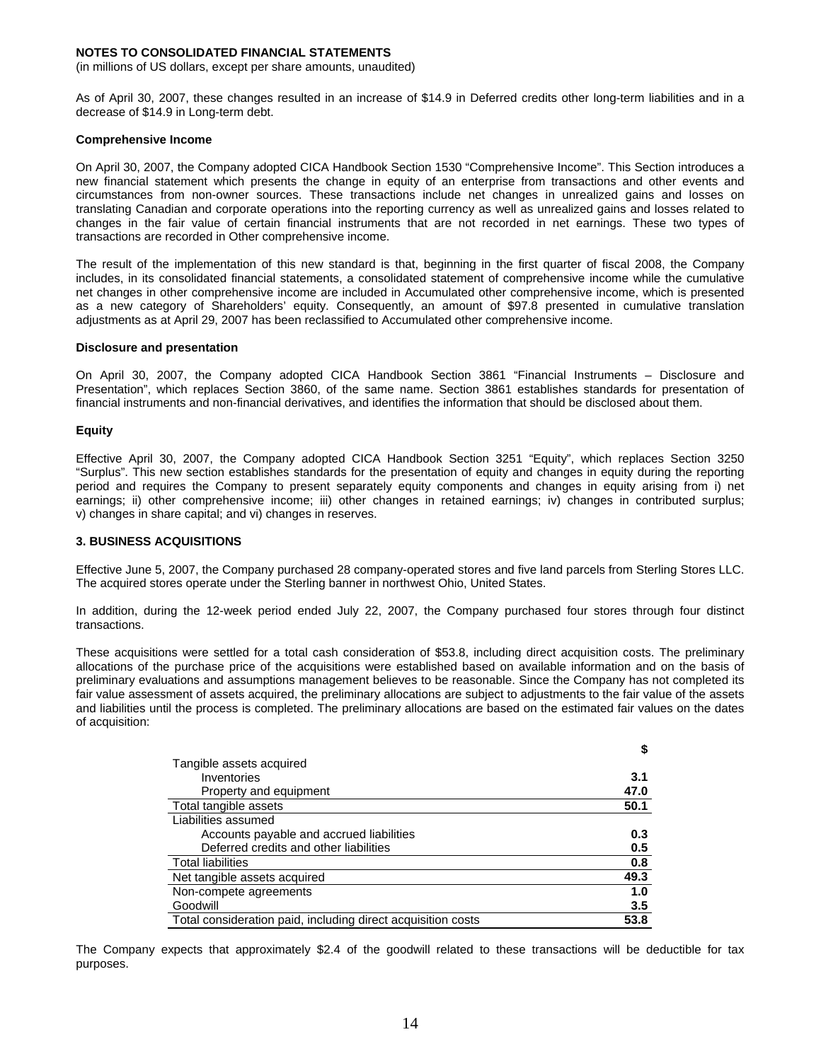**NOTES TO CONSOLIDATED FINANCIAL STATEMENTS**

(in millions of US dollars, except per share amounts, unaudited)

As of April 30, 2007, these changes resulted in an increase of $14.9 in Deferred credits other long-term liabilities and in a decrease of $14.9 in Long-term debt.

**Comprehensive Income**

On April 30, 2007, the Company adopted CICA Handbook Section 1530 "Comprehensive Income". This Section introduces a new financial statement which presents the change in equity of an enterprise from transactions and other events and circumstances from non-owner sources. These transactions include net changes in unrealized gains and losses on translating Canadian and corporate operations into the reporting currency as well as unrealized gains and losses related to changes in the fair value of certain financial instruments that are not recorded in net earnings. These two types of transactions are recorded in Other comprehensive income.

The result of the implementation of this new standard is that, beginning in the first quarter of fiscal 2008, the Company includes, in its consolidated financial statements, a consolidated statement of comprehensive income while the cumulative net changes in other comprehensive income are included in Accumulated other comprehensive income, which is presented as a new category of Shareholders' equity. Consequently, an amount of $97.8 presented in cumulative translation adjustments as at April 29, 2007 has been reclassified to Accumulated other comprehensive income.

**Disclosure and presentation**

On April 30, 2007, the Company adopted CICA Handbook Section 3861 "Financial Instruments – Disclosure and Presentation", which replaces Section 3860, of the same name. Section 3861 establishes standards for presentation of financial instruments and non-financial derivatives, and identifies the information that should be disclosed about them.

**Equity**

Effective April 30, 2007, the Company adopted CICA Handbook Section 3251 "Equity", which replaces Section 3250 "Surplus". This new section establishes standards for the presentation of equity and changes in equity during the reporting period and requires the Company to present separately equity components and changes in equity arising from i) net earnings; ii) other comprehensive income; iii) other changes in retained earnings; iv) changes in contributed surplus; v) changes in share capital; and vi) changes in reserves.

**3. BUSINESS ACQUISITIONS**

Effective June 5, 2007, the Company purchased 28 company-operated stores and five land parcels from Sterling Stores LLC. The acquired stores operate under the Sterling banner in northwest Ohio, United States.

In addition, during the 12-week period ended July 22, 2007, the Company purchased four stores through four distinct transactions.

These acquisitions were settled for a total cash consideration of $53.8, including direct acquisition costs. The preliminary allocations of the purchase price of the acquisitions were established based on available information and on the basis of preliminary evaluations and assumptions management believes to be reasonable. Since the Company has not completed its fair value assessment of assets acquired, the preliminary allocations are subject to adjustments to the fair value of the assets and liabilities until the process is completed. The preliminary allocations are based on the estimated fair values on the dates of acquisition:

| | **$** |
|---|---|
| Tangible assets acquired | |
| Inventories | **3.1** |
| Property and equipment | **47.0** |
| Total tangible assets | **50.1** |
| Liabilities assumed | |
| Accounts payable and accrued liabilities | **0.3** |
| Deferred credits and other liabilities | **0.5** |
| Total liabilities | **0.8** |
| Net tangible assets acquired | **49.3** |
| Non-compete agreements | **1.0** |
| Goodwill | **3.5** |
| Total consideration paid, including direct acquisition costs | **53.8** |

The Company expects that approximately $2.4 of the goodwill related to these transactions will be deductible for tax purposes.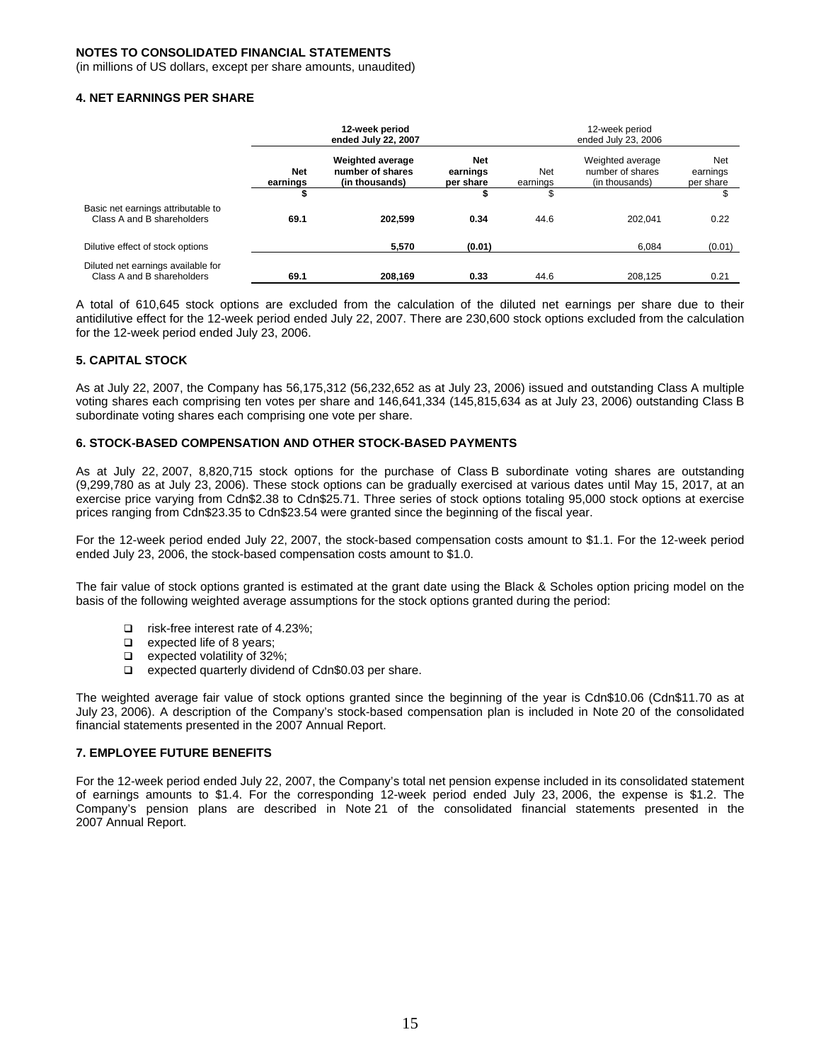**NOTES TO CONSOLIDATED FINANCIAL STATEMENTS**
(in millions of US dollars, except per share amounts, unaudited)

### 4. NET EARNINGS PER SHARE

| | **12-week period ended July 22, 2007** | | | 12-week period ended July 23, 2006 | | |
|---|---|---|---|---|---|---|
| | **Net earnings** | **Weighted average number of shares (in thousands)** | **Net earnings per share** | Net earnings | Weighted average number of shares (in thousands) | Net earnings per share |
| | **$** | | **$** | $ | | $ |
| Basic net earnings attributable to Class A and B shareholders | **69.1** | **202,599** | **0.34** | 44.6 | 202,041 | 0.22 |
| Dilutive effect of stock options | | **5,570** | **(0.01)** | | 6,084 | (0.01) |
| Diluted net earnings available for Class A and B shareholders | **69.1** | **208,169** | **0.33** | 44.6 | 208,125 | 0.21 |

A total of 610,645 stock options are excluded from the calculation of the diluted net earnings per share due to their antidilutive effect for the 12-week period ended July 22, 2007. There are 230,600 stock options excluded from the calculation for the 12-week period ended July 23, 2006.

### 5. CAPITAL STOCK

As at July 22, 2007, the Company has 56,175,312 (56,232,652 as at July 23, 2006) issued and outstanding Class A multiple voting shares each comprising ten votes per share and 146,641,334 (145,815,634 as at July 23, 2006) outstanding Class B subordinate voting shares each comprising one vote per share.

### 6. STOCK-BASED COMPENSATION AND OTHER STOCK-BASED PAYMENTS

As at July 22, 2007, 8,820,715 stock options for the purchase of Class B subordinate voting shares are outstanding (9,299,780 as at July 23, 2006). These stock options can be gradually exercised at various dates until May 15, 2017, at an exercise price varying from Cdn$2.38 to Cdn$25.71. Three series of stock options totaling 95,000 stock options at exercise prices ranging from Cdn$23.35 to Cdn$23.54 were granted since the beginning of the fiscal year.

For the 12-week period ended July 22, 2007, the stock-based compensation costs amount to $1.1. For the 12-week period ended July 23, 2006, the stock-based compensation costs amount to $1.0.

The fair value of stock options granted is estimated at the grant date using the Black & Scholes option pricing model on the basis of the following weighted average assumptions for the stock options granted during the period:

- risk-free interest rate of 4.23%;
- expected life of 8 years;
- expected volatility of 32%;
- expected quarterly dividend of Cdn$0.03 per share.

The weighted average fair value of stock options granted since the beginning of the year is Cdn$10.06 (Cdn$11.70 as at July 23, 2006). A description of the Company's stock-based compensation plan is included in Note 20 of the consolidated financial statements presented in the 2007 Annual Report.

### 7. EMPLOYEE FUTURE BENEFITS

For the 12-week period ended July 22, 2007, the Company's total net pension expense included in its consolidated statement of earnings amounts to $1.4. For the corresponding 12-week period ended July 23, 2006, the expense is $1.2. The Company's pension plans are described in Note 21 of the consolidated financial statements presented in the 2007 Annual Report.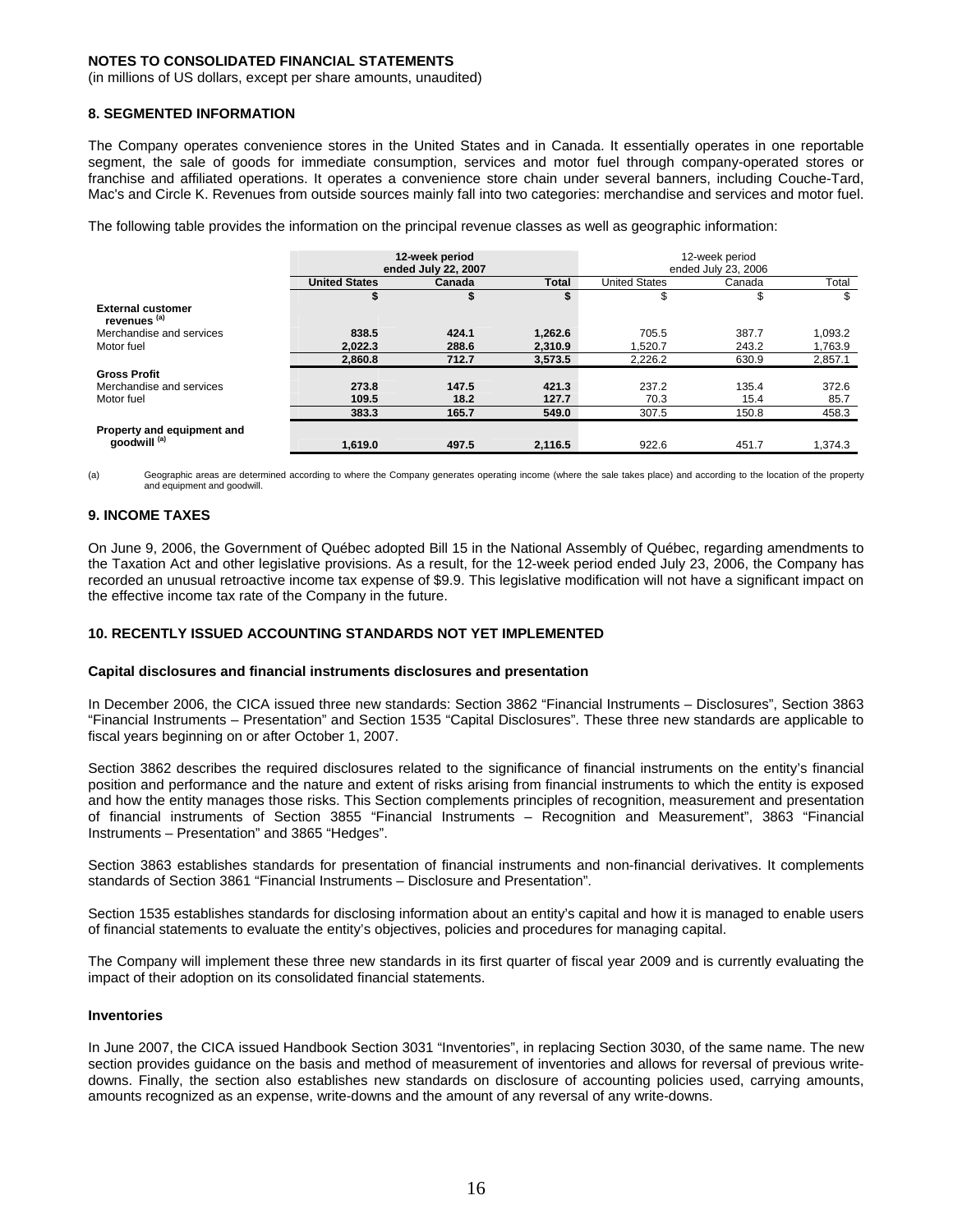## NOTES TO CONSOLIDATED FINANCIAL STATEMENTS

(in millions of US dollars, except per share amounts, unaudited)

### 8. SEGMENTED INFORMATION

The Company operates convenience stores in the United States and in Canada. It essentially operates in one reportable segment, the sale of goods for immediate consumption, services and motor fuel through company-operated stores or franchise and affiliated operations. It operates a convenience store chain under several banners, including Couche-Tard, Mac's and Circle K. Revenues from outside sources mainly fall into two categories: merchandise and services and motor fuel.

The following table provides the information on the principal revenue classes as well as geographic information:

| | 12-week period ended July 22, 2007 | | | 12-week period ended July 23, 2006 | | |
|---|---|---|---|---|---|---|
| | **United States** | **Canada** | **Total** | United States | Canada | Total |
| | **$** | **$** | **$** | $ | $ | $ |
| **External customer revenues (a)** | | | | | | |
| Merchandise and services | **838.5** | **424.1** | **1,262.6** | 705.5 | 387.7 | 1,093.2 |
| Motor fuel | **2,022.3** | **288.6** | **2,310.9** | 1,520.7 | 243.2 | 1,763.9 |
| | **2,860.8** | **712.7** | **3,573.5** | 2,226.2 | 630.9 | 2,857.1 |
| **Gross Profit** | | | | | | |
| Merchandise and services | **273.8** | **147.5** | **421.3** | 237.2 | 135.4 | 372.6 |
| Motor fuel | **109.5** | **18.2** | **127.7** | 70.3 | 15.4 | 85.7 |
| | **383.3** | **165.7** | **549.0** | 307.5 | 150.8 | 458.3 |
| **Property and equipment and goodwill (a)** | **1,619.0** | **497.5** | **2,116.5** | 922.6 | 451.7 | 1,374.3 |

(a) Geographic areas are determined according to where the Company generates operating income (where the sale takes place) and according to the location of the property and equipment and goodwill.

### 9. INCOME TAXES

On June 9, 2006, the Government of Québec adopted Bill 15 in the National Assembly of Québec, regarding amendments to the Taxation Act and other legislative provisions. As a result, for the 12-week period ended July 23, 2006, the Company has recorded an unusual retroactive income tax expense of $9.9. This legislative modification will not have a significant impact on the effective income tax rate of the Company in the future.

### 10. RECENTLY ISSUED ACCOUNTING STANDARDS NOT YET IMPLEMENTED

#### Capital disclosures and financial instruments disclosures and presentation

In December 2006, the CICA issued three new standards: Section 3862 "Financial Instruments – Disclosures", Section 3863 "Financial Instruments – Presentation" and Section 1535 "Capital Disclosures". These three new standards are applicable to fiscal years beginning on or after October 1, 2007.

Section 3862 describes the required disclosures related to the significance of financial instruments on the entity's financial position and performance and the nature and extent of risks arising from financial instruments to which the entity is exposed and how the entity manages those risks. This Section complements principles of recognition, measurement and presentation of financial instruments of Section 3855 "Financial Instruments – Recognition and Measurement", 3863 "Financial Instruments – Presentation" and 3865 "Hedges".

Section 3863 establishes standards for presentation of financial instruments and non-financial derivatives. It complements standards of Section 3861 "Financial Instruments – Disclosure and Presentation".

Section 1535 establishes standards for disclosing information about an entity's capital and how it is managed to enable users of financial statements to evaluate the entity's objectives, policies and procedures for managing capital.

The Company will implement these three new standards in its first quarter of fiscal year 2009 and is currently evaluating the impact of their adoption on its consolidated financial statements.

#### Inventories

In June 2007, the CICA issued Handbook Section 3031 "Inventories", in replacing Section 3030, of the same name. The new section provides guidance on the basis and method of measurement of inventories and allows for reversal of previous write-downs. Finally, the section also establishes new standards on disclosure of accounting policies used, carrying amounts, amounts recognized as an expense, write-downs and the amount of any reversal of any write-downs.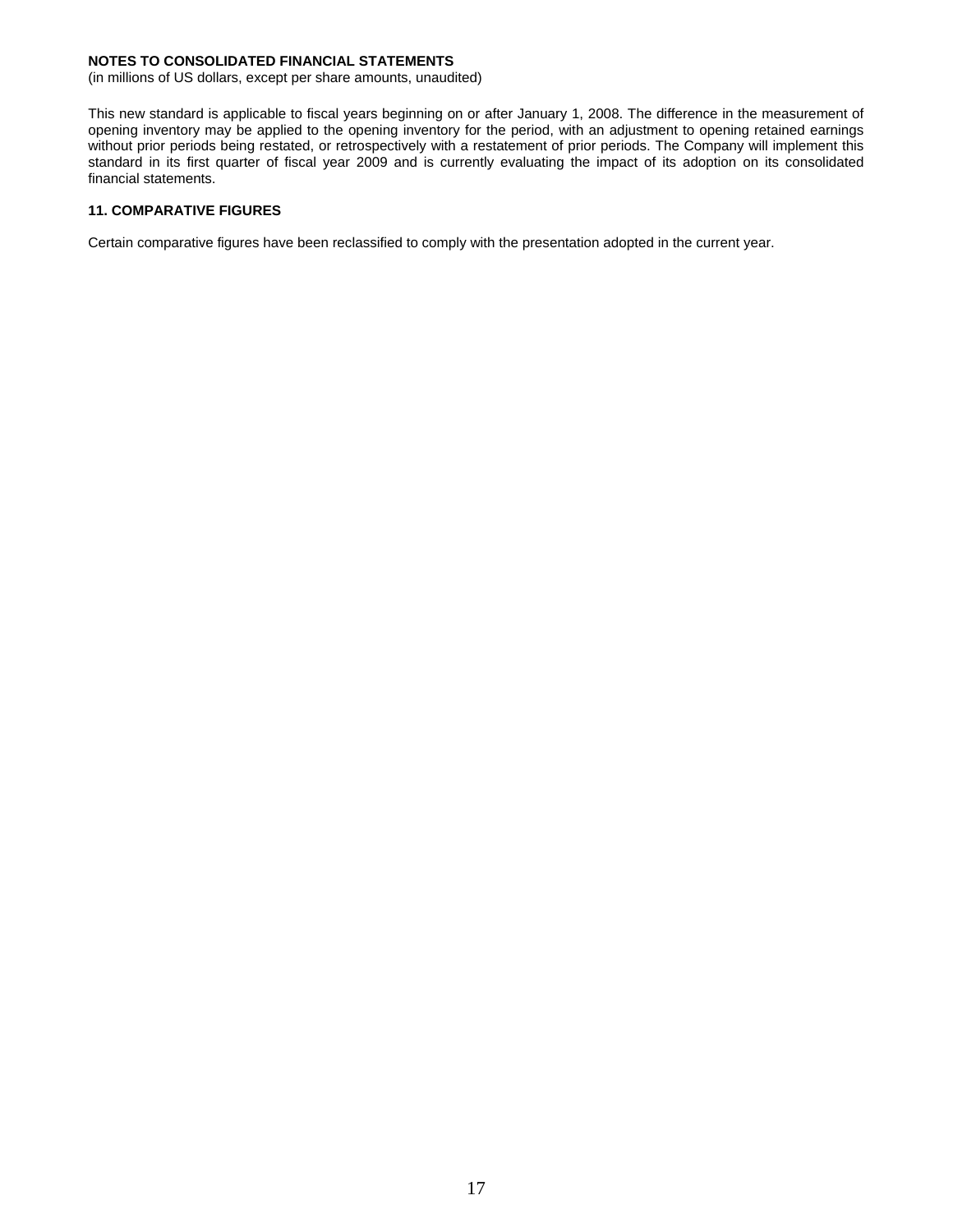**NOTES TO CONSOLIDATED FINANCIAL STATEMENTS**
(in millions of US dollars, except per share amounts, unaudited)

This new standard is applicable to fiscal years beginning on or after January 1, 2008. The difference in the measurement of opening inventory may be applied to the opening inventory for the period, with an adjustment to opening retained earnings without prior periods being restated, or retrospectively with a restatement of prior periods. The Company will implement this standard in its first quarter of fiscal year 2009 and is currently evaluating the impact of its adoption on its consolidated financial statements.

**11. COMPARATIVE FIGURES**

Certain comparative figures have been reclassified to comply with the presentation adopted in the current year.